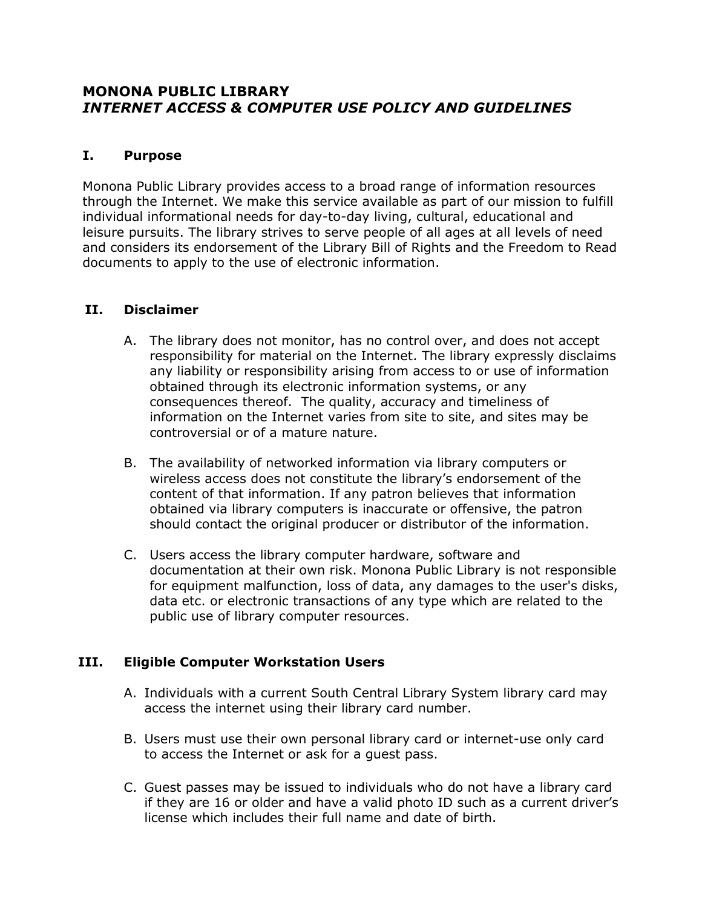# MONONA PUBLIC LIBRARY
## *INTERNET ACCESS & COMPUTER USE POLICY AND GUIDELINES*

### I. Purpose

Monona Public Library provides access to a broad range of information resources through the Internet. We make this service available as part of our mission to fulfill individual informational needs for day-to-day living, cultural, educational and leisure pursuits. The library strives to serve people of all ages at all levels of need and considers its endorsement of the Library Bill of Rights and the Freedom to Read documents to apply to the use of electronic information.

### II. Disclaimer

A. The library does not monitor, has no control over, and does not accept responsibility for material on the Internet. The library expressly disclaims any liability or responsibility arising from access to or use of information obtained through its electronic information systems, or any consequences thereof. The quality, accuracy and timeliness of information on the Internet varies from site to site, and sites may be controversial or of a mature nature.

B. The availability of networked information via library computers or wireless access does not constitute the library's endorsement of the content of that information. If any patron believes that information obtained via library computers is inaccurate or offensive, the patron should contact the original producer or distributor of the information.

C. Users access the library computer hardware, software and documentation at their own risk. Monona Public Library is not responsible for equipment malfunction, loss of data, any damages to the user's disks, data etc. or electronic transactions of any type which are related to the public use of library computer resources.

### III. Eligible Computer Workstation Users

A. Individuals with a current South Central Library System library card may access the internet using their library card number.

B. Users must use their own personal library card or internet-use only card to access the Internet or ask for a guest pass.

C. Guest passes may be issued to individuals who do not have a library card if they are 16 or older and have a valid photo ID such as a current driver's license which includes their full name and date of birth.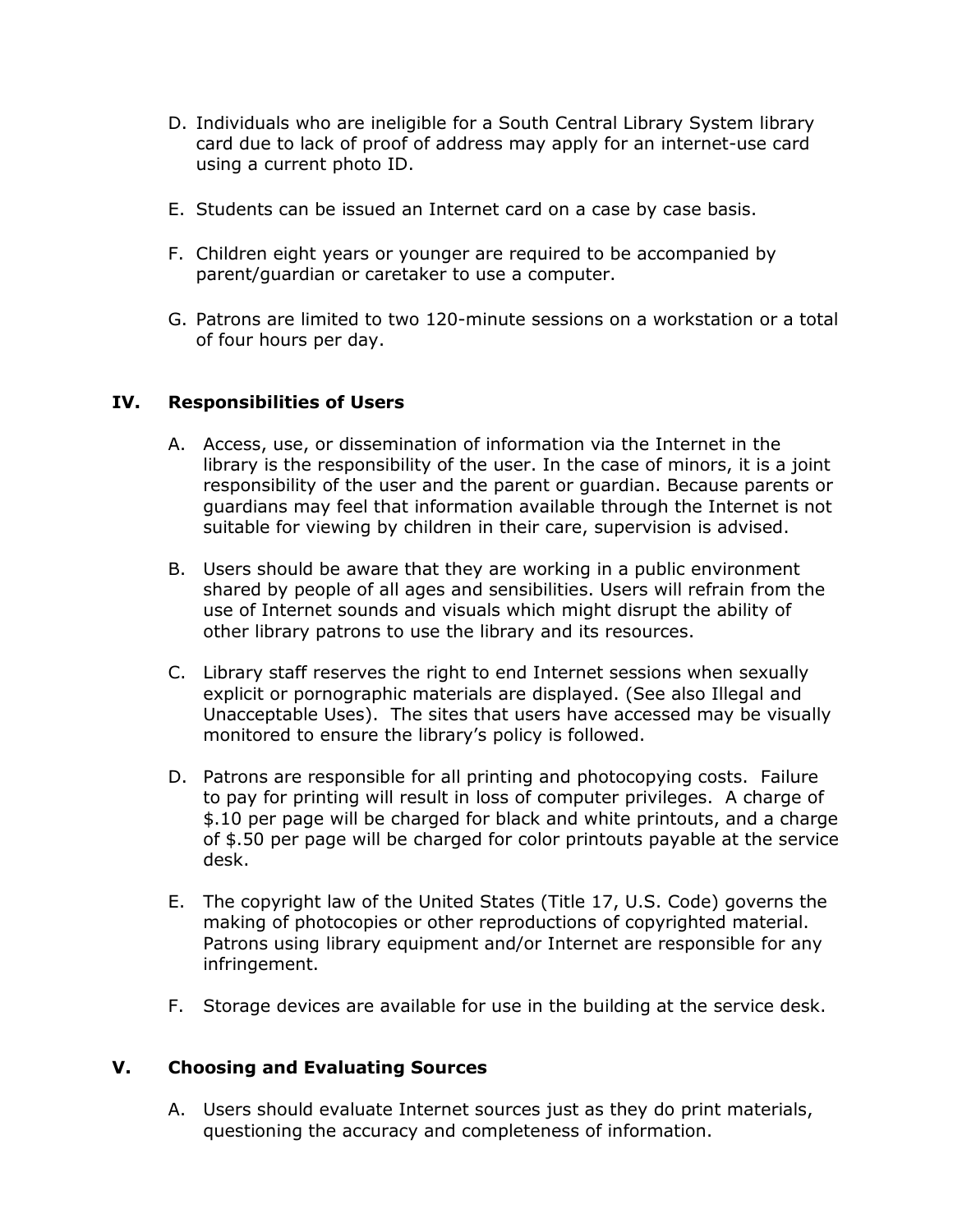D. Individuals who are ineligible for a South Central Library System library card due to lack of proof of address may apply for an internet-use card using a current photo ID.

E. Students can be issued an Internet card on a case by case basis.

F. Children eight years or younger are required to be accompanied by parent/guardian or caretaker to use a computer.

G. Patrons are limited to two 120-minute sessions on a workstation or a total of four hours per day.

## IV. Responsibilities of Users

A. Access, use, or dissemination of information via the Internet in the library is the responsibility of the user. In the case of minors, it is a joint responsibility of the user and the parent or guardian. Because parents or guardians may feel that information available through the Internet is not suitable for viewing by children in their care, supervision is advised.

B. Users should be aware that they are working in a public environment shared by people of all ages and sensibilities. Users will refrain from the use of Internet sounds and visuals which might disrupt the ability of other library patrons to use the library and its resources.

C. Library staff reserves the right to end Internet sessions when sexually explicit or pornographic materials are displayed. (See also Illegal and Unacceptable Uses). The sites that users have accessed may be visually monitored to ensure the library's policy is followed.

D. Patrons are responsible for all printing and photocopying costs. Failure to pay for printing will result in loss of computer privileges. A charge of $.10 per page will be charged for black and white printouts, and a charge of $.50 per page will be charged for color printouts payable at the service desk.

E. The copyright law of the United States (Title 17, U.S. Code) governs the making of photocopies or other reproductions of copyrighted material. Patrons using library equipment and/or Internet are responsible for any infringement.

F. Storage devices are available for use in the building at the service desk.

## V. Choosing and Evaluating Sources

A. Users should evaluate Internet sources just as they do print materials, questioning the accuracy and completeness of information.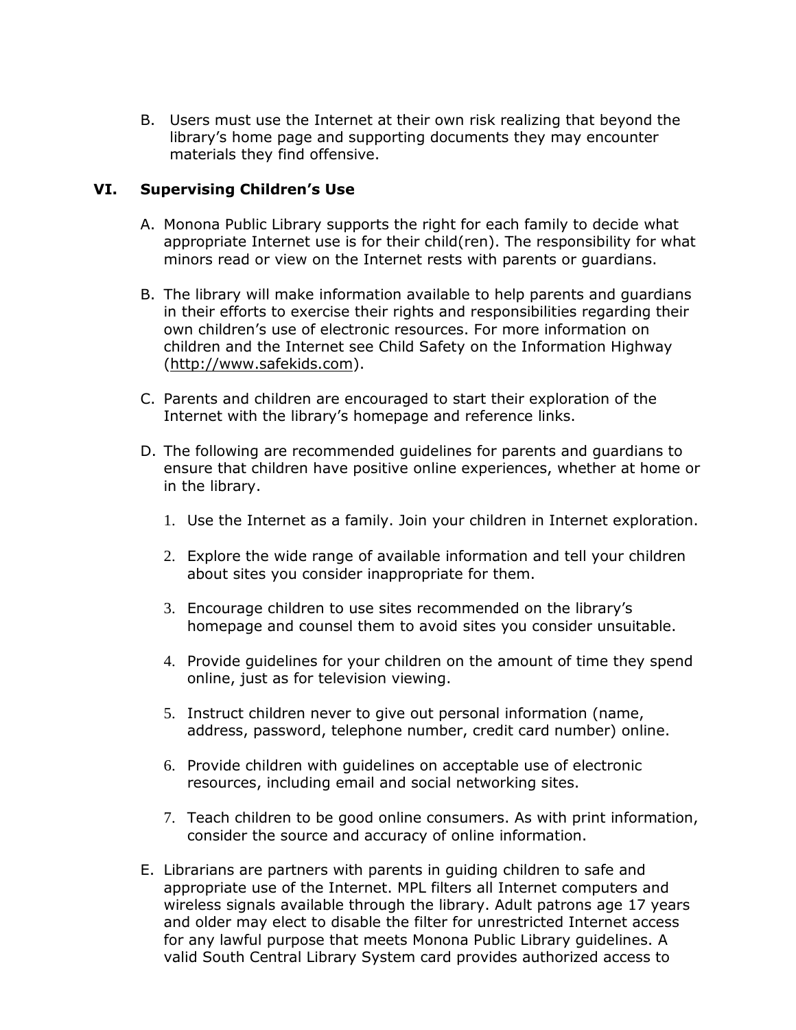B. Users must use the Internet at their own risk realizing that beyond the library's home page and supporting documents they may encounter materials they find offensive.

## VI. Supervising Children's Use

A. Monona Public Library supports the right for each family to decide what appropriate Internet use is for their child(ren). The responsibility for what minors read or view on the Internet rests with parents or guardians.

B. The library will make information available to help parents and guardians in their efforts to exercise their rights and responsibilities regarding their own children's use of electronic resources. For more information on children and the Internet see Child Safety on the Information Highway (http://www.safekids.com).

C. Parents and children are encouraged to start their exploration of the Internet with the library's homepage and reference links.

D. The following are recommended guidelines for parents and guardians to ensure that children have positive online experiences, whether at home or in the library.

1. Use the Internet as a family. Join your children in Internet exploration.

2. Explore the wide range of available information and tell your children about sites you consider inappropriate for them.

3. Encourage children to use sites recommended on the library's homepage and counsel them to avoid sites you consider unsuitable.

4. Provide guidelines for your children on the amount of time they spend online, just as for television viewing.

5. Instruct children never to give out personal information (name, address, password, telephone number, credit card number) online.

6. Provide children with guidelines on acceptable use of electronic resources, including email and social networking sites.

7. Teach children to be good online consumers. As with print information, consider the source and accuracy of online information.

E. Librarians are partners with parents in guiding children to safe and appropriate use of the Internet. MPL filters all Internet computers and wireless signals available through the library. Adult patrons age 17 years and older may elect to disable the filter for unrestricted Internet access for any lawful purpose that meets Monona Public Library guidelines. A valid South Central Library System card provides authorized access to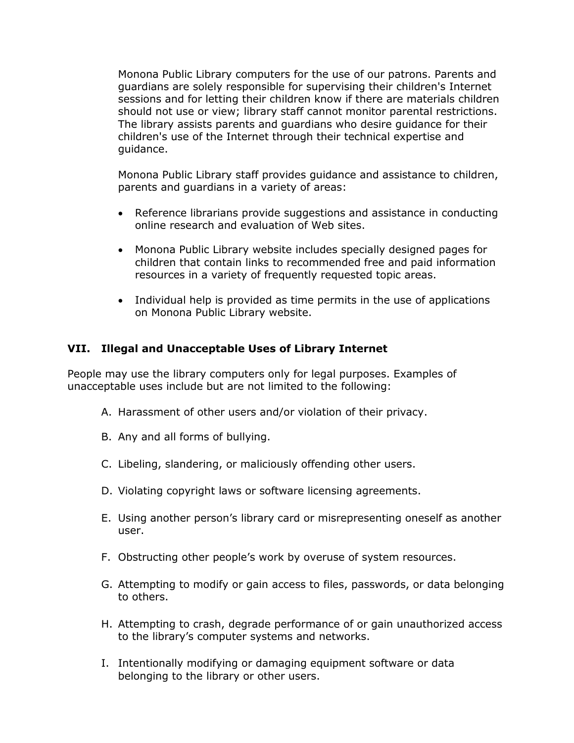Monona Public Library computers for the use of our patrons. Parents and guardians are solely responsible for supervising their children's Internet sessions and for letting their children know if there are materials children should not use or view; library staff cannot monitor parental restrictions. The library assists parents and guardians who desire guidance for their children's use of the Internet through their technical expertise and guidance.

Monona Public Library staff provides guidance and assistance to children, parents and guardians in a variety of areas:

- Reference librarians provide suggestions and assistance in conducting online research and evaluation of Web sites.
- Monona Public Library website includes specially designed pages for children that contain links to recommended free and paid information resources in a variety of frequently requested topic areas.
- Individual help is provided as time permits in the use of applications on Monona Public Library website.

## VII. Illegal and Unacceptable Uses of Library Internet

People may use the library computers only for legal purposes. Examples of unacceptable uses include but are not limited to the following:

A. Harassment of other users and/or violation of their privacy.

B. Any and all forms of bullying.

C. Libeling, slandering, or maliciously offending other users.

D. Violating copyright laws or software licensing agreements.

E. Using another person's library card or misrepresenting oneself as another user.

F. Obstructing other people's work by overuse of system resources.

G. Attempting to modify or gain access to files, passwords, or data belonging to others.

H. Attempting to crash, degrade performance of or gain unauthorized access to the library's computer systems and networks.

I. Intentionally modifying or damaging equipment software or data belonging to the library or other users.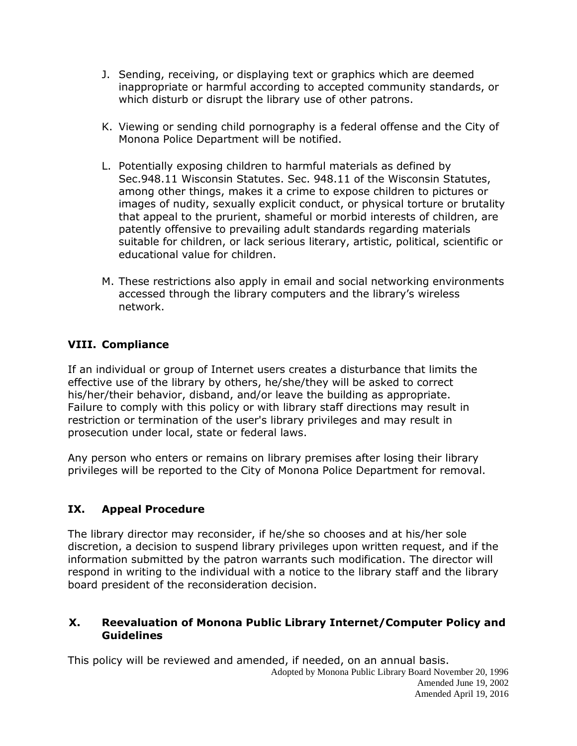J. Sending, receiving, or displaying text or graphics which are deemed inappropriate or harmful according to accepted community standards, or which disturb or disrupt the library use of other patrons.

K. Viewing or sending child pornography is a federal offense and the City of Monona Police Department will be notified.

L. Potentially exposing children to harmful materials as defined by Sec.948.11 Wisconsin Statutes. Sec. 948.11 of the Wisconsin Statutes, among other things, makes it a crime to expose children to pictures or images of nudity, sexually explicit conduct, or physical torture or brutality that appeal to the prurient, shameful or morbid interests of children, are patently offensive to prevailing adult standards regarding materials suitable for children, or lack serious literary, artistic, political, scientific or educational value for children.

M. These restrictions also apply in email and social networking environments accessed through the library computers and the library's wireless network.

## VIII. Compliance

If an individual or group of Internet users creates a disturbance that limits the effective use of the library by others, he/she/they will be asked to correct his/her/their behavior, disband, and/or leave the building as appropriate. Failure to comply with this policy or with library staff directions may result in restriction or termination of the user's library privileges and may result in prosecution under local, state or federal laws.

Any person who enters or remains on library premises after losing their library privileges will be reported to the City of Monona Police Department for removal.

## IX. Appeal Procedure

The library director may reconsider, if he/she so chooses and at his/her sole discretion, a decision to suspend library privileges upon written request, and if the information submitted by the patron warrants such modification. The director will respond in writing to the individual with a notice to the library staff and the library board president of the reconsideration decision.

## X. Reevaluation of Monona Public Library Internet/Computer Policy and Guidelines

This policy will be reviewed and amended, if needed, on an annual basis.

Adopted by Monona Public Library Board November 20, 1996
Amended June 19, 2002
Amended April 19, 2016